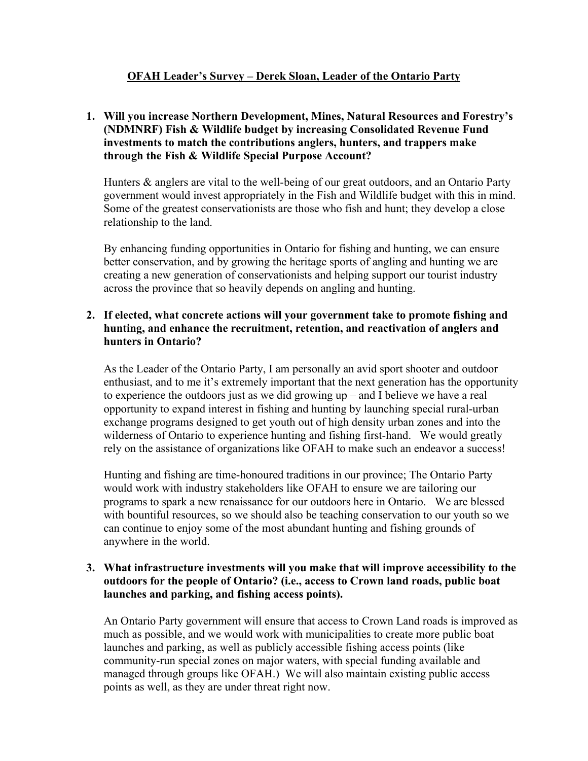# OFAH Leader's Survey – Derek Sloan, Leader of the Ontario Party

1. **Will you increase Northern Development, Mines, Natural Resources and Forestry's (NDMNRF) Fish & Wildlife budget by increasing Consolidated Revenue Fund investments to match the contributions anglers, hunters, and trappers make through the Fish & Wildlife Special Purpose Account?**

   Hunters & anglers are vital to the well-being of our great outdoors, and an Ontario Party government would invest appropriately in the Fish and Wildlife budget with this in mind. Some of the greatest conservationists are those who fish and hunt; they develop a close relationship to the land.

   By enhancing funding opportunities in Ontario for fishing and hunting, we can ensure better conservation, and by growing the heritage sports of angling and hunting we are creating a new generation of conservationists and helping support our tourist industry across the province that so heavily depends on angling and hunting.

2. **If elected, what concrete actions will your government take to promote fishing and hunting, and enhance the recruitment, retention, and reactivation of anglers and hunters in Ontario?**

   As the Leader of the Ontario Party, I am personally an avid sport shooter and outdoor enthusiast, and to me it's extremely important that the next generation has the opportunity to experience the outdoors just as we did growing up – and I believe we have a real opportunity to expand interest in fishing and hunting by launching special rural-urban exchange programs designed to get youth out of high density urban zones and into the wilderness of Ontario to experience hunting and fishing first-hand. We would greatly rely on the assistance of organizations like OFAH to make such an endeavor a success!

   Hunting and fishing are time-honoured traditions in our province; The Ontario Party would work with industry stakeholders like OFAH to ensure we are tailoring our programs to spark a new renaissance for our outdoors here in Ontario. We are blessed with bountiful resources, so we should also be teaching conservation to our youth so we can continue to enjoy some of the most abundant hunting and fishing grounds of anywhere in the world.

3. **What infrastructure investments will you make that will improve accessibility to the outdoors for the people of Ontario? (i.e., access to Crown land roads, public boat launches and parking, and fishing access points).**

   An Ontario Party government will ensure that access to Crown Land roads is improved as much as possible, and we would work with municipalities to create more public boat launches and parking, as well as publicly accessible fishing access points (like community-run special zones on major waters, with special funding available and managed through groups like OFAH.) We will also maintain existing public access points as well, as they are under threat right now.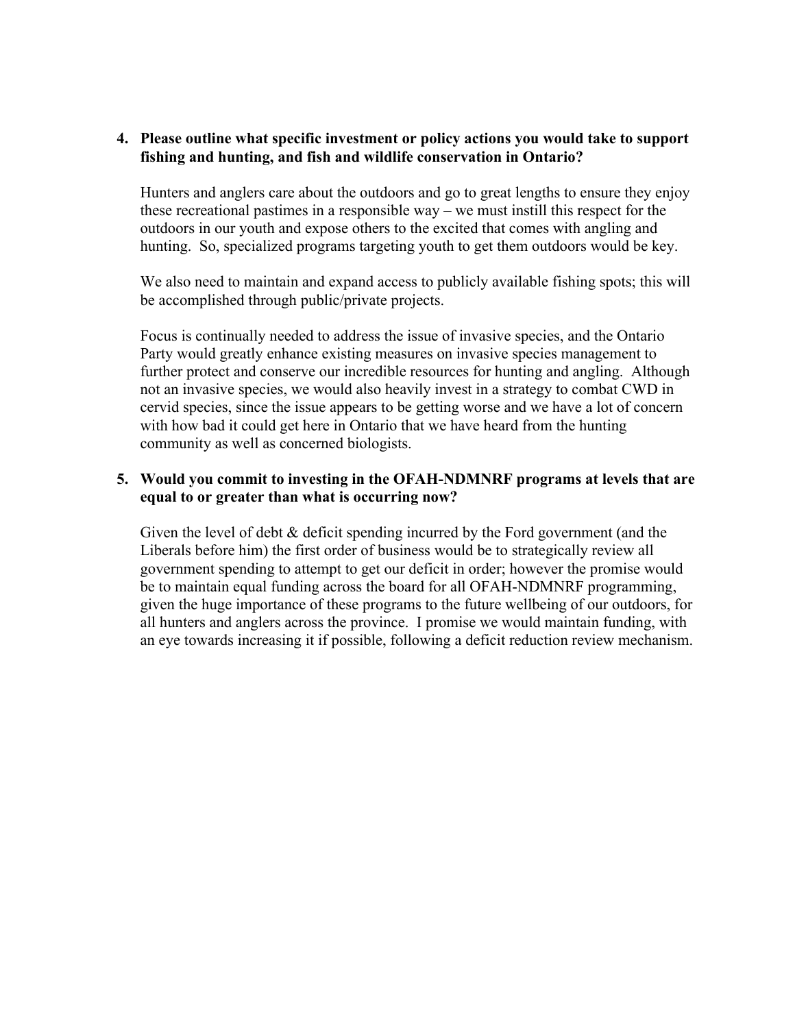4. **Please outline what specific investment or policy actions you would take to support fishing and hunting, and fish and wildlife conservation in Ontario?**

   Hunters and anglers care about the outdoors and go to great lengths to ensure they enjoy these recreational pastimes in a responsible way – we must instill this respect for the outdoors in our youth and expose others to the excited that comes with angling and hunting. So, specialized programs targeting youth to get them outdoors would be key.

   We also need to maintain and expand access to publicly available fishing spots; this will be accomplished through public/private projects.

   Focus is continually needed to address the issue of invasive species, and the Ontario Party would greatly enhance existing measures on invasive species management to further protect and conserve our incredible resources for hunting and angling. Although not an invasive species, we would also heavily invest in a strategy to combat CWD in cervid species, since the issue appears to be getting worse and we have a lot of concern with how bad it could get here in Ontario that we have heard from the hunting community as well as concerned biologists.

5. **Would you commit to investing in the OFAH-NDMNRF programs at levels that are equal to or greater than what is occurring now?**

   Given the level of debt & deficit spending incurred by the Ford government (and the Liberals before him) the first order of business would be to strategically review all government spending to attempt to get our deficit in order; however the promise would be to maintain equal funding across the board for all OFAH-NDMNRF programming, given the huge importance of these programs to the future wellbeing of our outdoors, for all hunters and anglers across the province. I promise we would maintain funding, with an eye towards increasing it if possible, following a deficit reduction review mechanism.